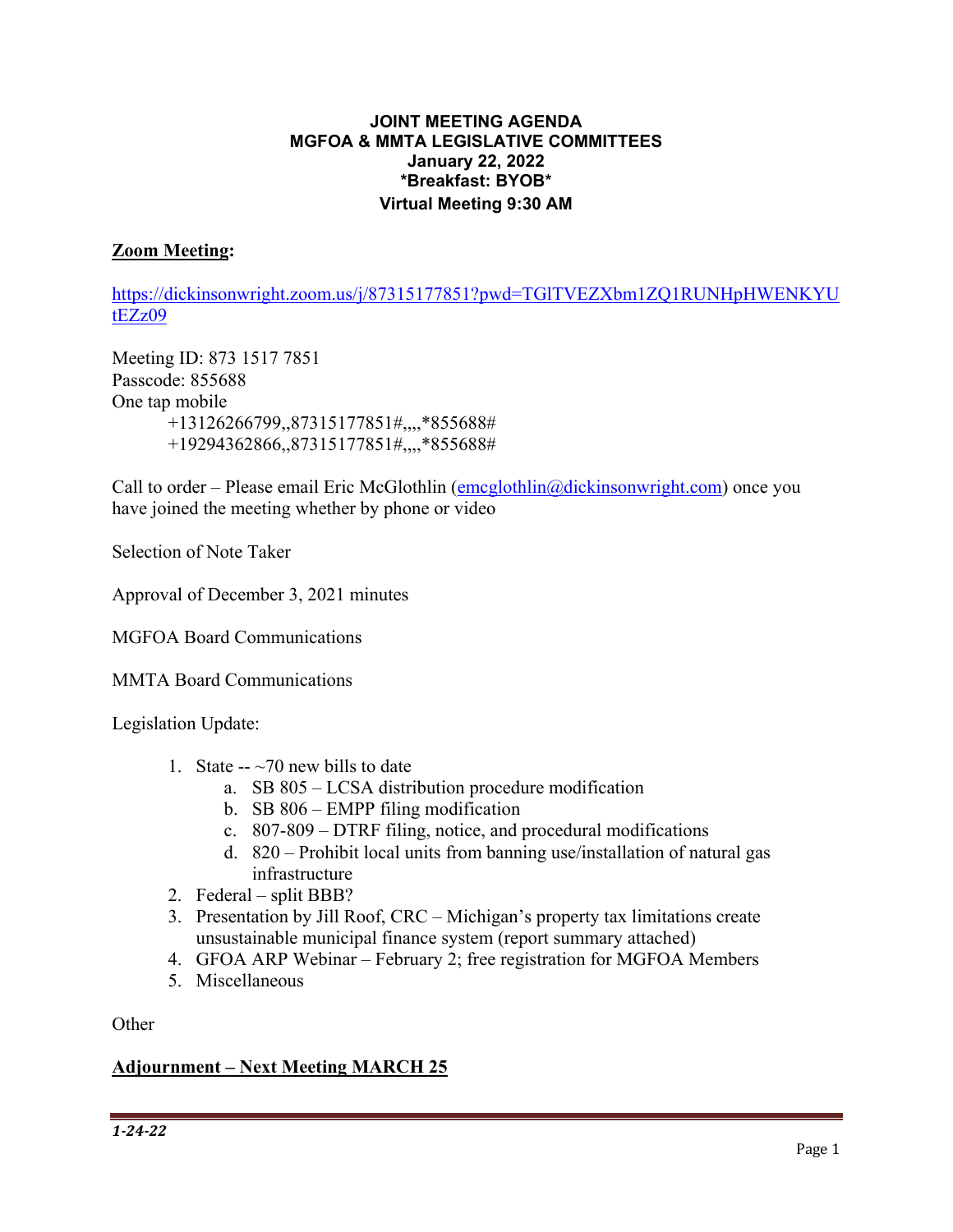**JOINT MEETING AGENDA**
**MGFOA & MMTA LEGISLATIVE COMMITTEES**
**January 22, 2022**
**\*Breakfast: BYOB\***
**Virtual Meeting 9:30 AM**

**Zoom Meeting:**

https://dickinsonwright.zoom.us/j/87315177851?pwd=TGlTVEZXbm1ZQ1RUNHpHWENKYUtEZz09

Meeting ID: 873 1517 7851
Passcode: 855688
One tap mobile
+13126266799,,87315177851#,,,,*855688#
+19294362866,,87315177851#,,,,*855688#

Call to order – Please email Eric McGlothlin (emcglothlin@dickinsonwright.com) once you have joined the meeting whether by phone or video

Selection of Note Taker

Approval of December 3, 2021 minutes

MGFOA Board Communications

MMTA Board Communications

Legislation Update:

1. State -- ~70 new bills to date
   a. SB 805 – LCSA distribution procedure modification
   b. SB 806 – EMPP filing modification
   c. 807-809 – DTRF filing, notice, and procedural modifications
   d. 820 – Prohibit local units from banning use/installation of natural gas infrastructure
2. Federal – split BBB?
3. Presentation by Jill Roof, CRC – Michigan's property tax limitations create unsustainable municipal finance system (report summary attached)
4. GFOA ARP Webinar – February 2; free registration for MGFOA Members
5. Miscellaneous

Other

**Adjournment – Next Meeting MARCH 25**

*1-24-22*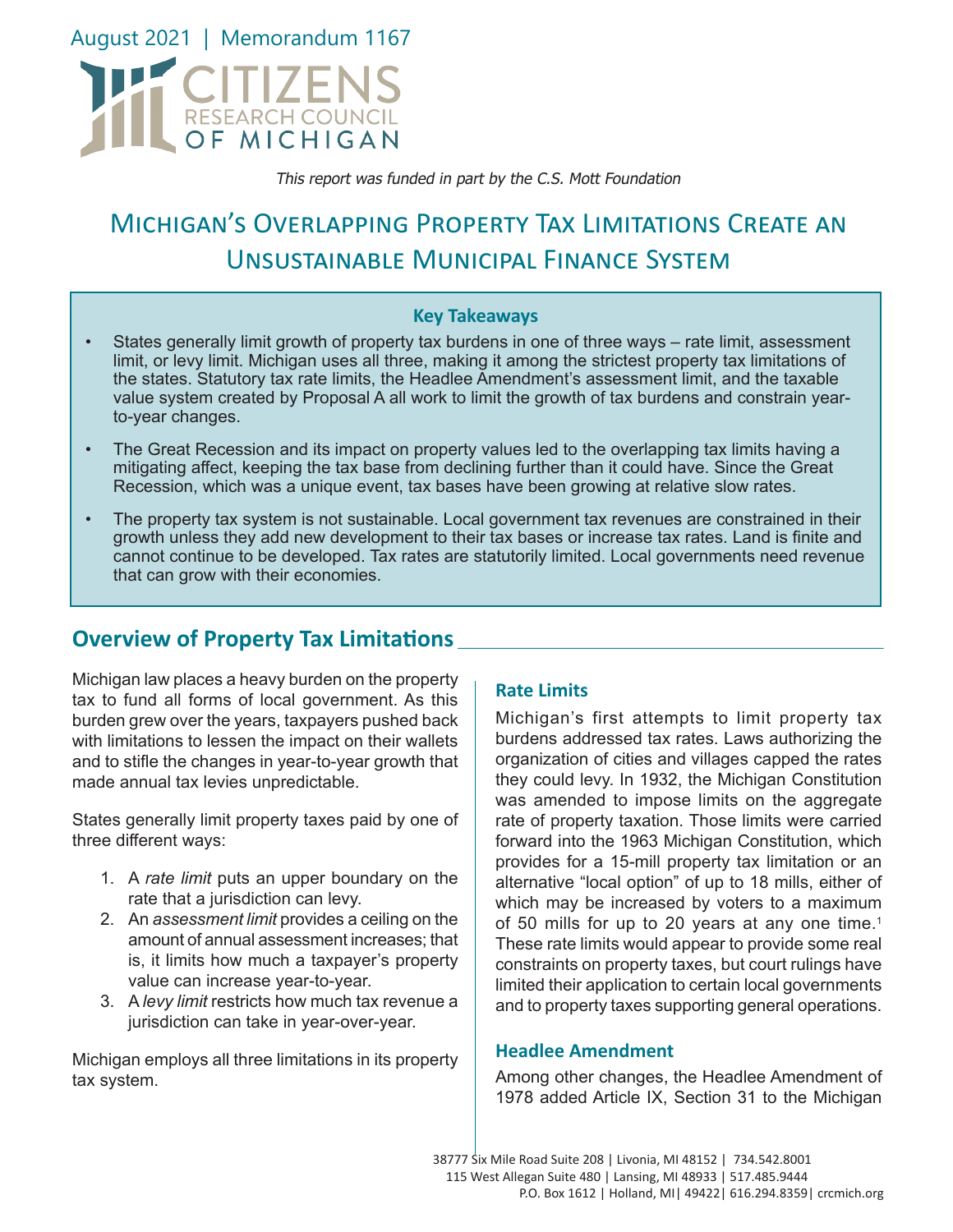August 2021 | Memorandum 1167

# CITIZENS RESEARCH COUNCIL OF MICHIGAN

*This report was funded in part by the C.S. Mott Foundation*

# Michigan's Overlapping Property Tax Limitations Create an Unsustainable Municipal Finance System

**Key Takeaways**

- States generally limit growth of property tax burdens in one of three ways – rate limit, assessment limit, or levy limit. Michigan uses all three, making it among the strictest property tax limitations of the states. Statutory tax rate limits, the Headlee Amendment's assessment limit, and the taxable value system created by Proposal A all work to limit the growth of tax burdens and constrain year-to-year changes.
- The Great Recession and its impact on property values led to the overlapping tax limits having a mitigating affect, keeping the tax base from declining further than it could have. Since the Great Recession, which was a unique event, tax bases have been growing at relative slow rates.
- The property tax system is not sustainable. Local government tax revenues are constrained in their growth unless they add new development to their tax bases or increase tax rates. Land is finite and cannot continue to be developed. Tax rates are statutorily limited. Local governments need revenue that can grow with their economies.

## Overview of Property Tax Limitations

Michigan law places a heavy burden on the property tax to fund all forms of local government. As this burden grew over the years, taxpayers pushed back with limitations to lessen the impact on their wallets and to stifle the changes in year-to-year growth that made annual tax levies unpredictable.

States generally limit property taxes paid by one of three different ways:

1. A *rate limit* puts an upper boundary on the rate that a jurisdiction can levy.
2. An *assessment limit* provides a ceiling on the amount of annual assessment increases; that is, it limits how much a taxpayer's property value can increase year-to-year.
3. A *levy limit* restricts how much tax revenue a jurisdiction can take in year-over-year.

Michigan employs all three limitations in its property tax system.

### Rate Limits

Michigan's first attempts to limit property tax burdens addressed tax rates. Laws authorizing the organization of cities and villages capped the rates they could levy. In 1932, the Michigan Constitution was amended to impose limits on the aggregate rate of property taxation. Those limits were carried forward into the 1963 Michigan Constitution, which provides for a 15-mill property tax limitation or an alternative "local option" of up to 18 mills, either of which may be increased by voters to a maximum of 50 mills for up to 20 years at any one time.[1] These rate limits would appear to provide some real constraints on property taxes, but court rulings have limited their application to certain local governments and to property taxes supporting general operations.

### Headlee Amendment

Among other changes, the Headlee Amendment of 1978 added Article IX, Section 31 to the Michigan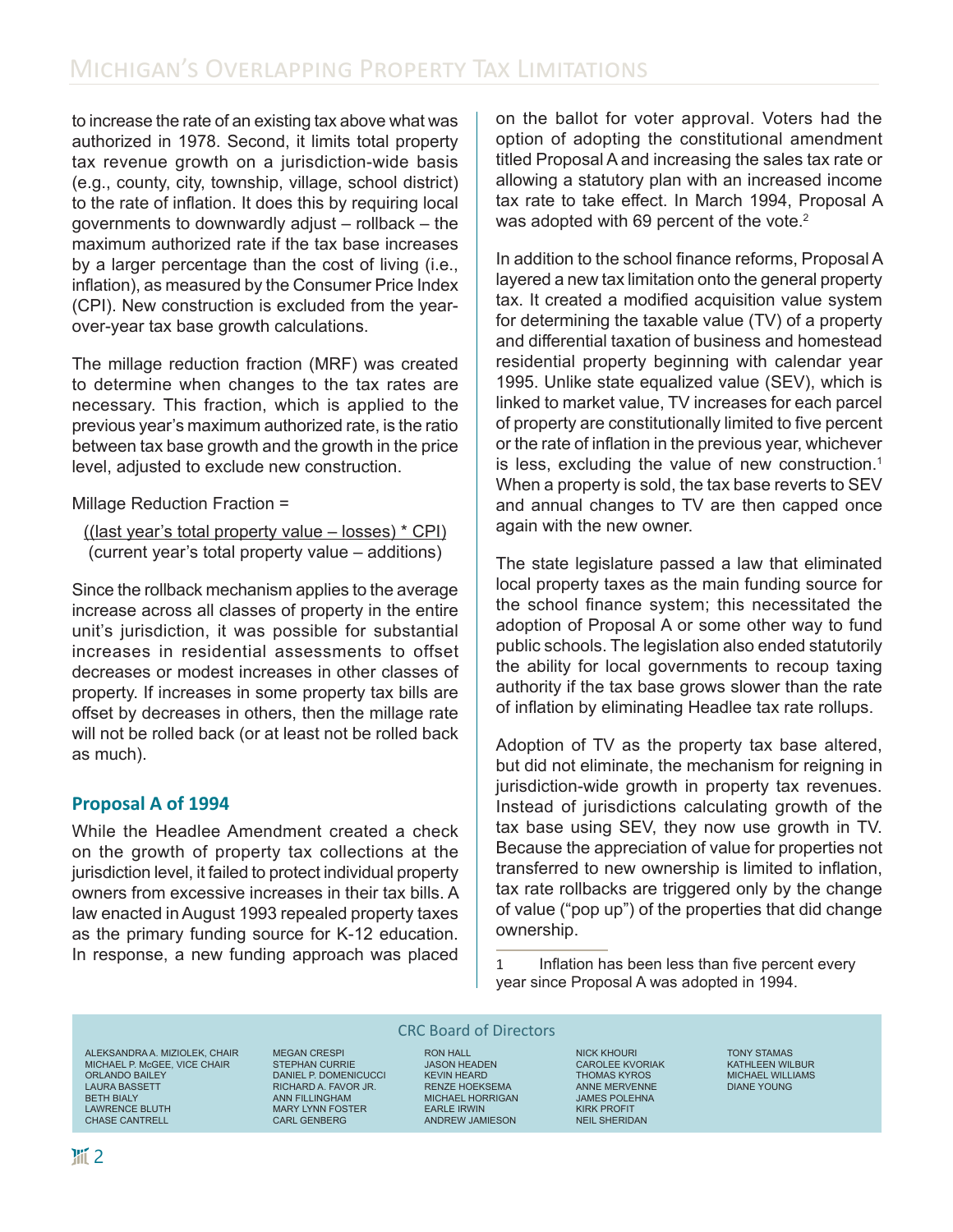to increase the rate of an existing tax above what was authorized in 1978. Second, it limits total property tax revenue growth on a jurisdiction-wide basis (e.g., county, city, township, village, school district) to the rate of inflation. It does this by requiring local governments to downwardly adjust – rollback – the maximum authorized rate if the tax base increases by a larger percentage than the cost of living (i.e., inflation), as measured by the Consumer Price Index (CPI). New construction is excluded from the year-over-year tax base growth calculations.

The millage reduction fraction (MRF) was created to determine when changes to the tax rates are necessary. This fraction, which is applied to the previous year's maximum authorized rate, is the ratio between tax base growth and the growth in the price level, adjusted to exclude new construction.

Millage Reduction Fraction =

$$\frac{(\text{last year's total property value} - \text{losses}) * \text{CPI}}{\text{current year's total property value} - \text{additions}}$$

Since the rollback mechanism applies to the average increase across all classes of property in the entire unit's jurisdiction, it was possible for substantial increases in residential assessments to offset decreases or modest increases in other classes of property. If increases in some property tax bills are offset by decreases in others, then the millage rate will not be rolled back (or at least not be rolled back as much).

### Proposal A of 1994

While the Headlee Amendment created a check on the growth of property tax collections at the jurisdiction level, it failed to protect individual property owners from excessive increases in their tax bills. A law enacted in August 1993 repealed property taxes as the primary funding source for K-12 education. In response, a new funding approach was placed on the ballot for voter approval. Voters had the option of adopting the constitutional amendment titled Proposal A and increasing the sales tax rate or allowing a statutory plan with an increased income tax rate to take effect. In March 1994, Proposal A was adopted with 69 percent of the vote.[2]

In addition to the school finance reforms, Proposal A layered a new tax limitation onto the general property tax. It created a modified acquisition value system for determining the taxable value (TV) of a property and differential taxation of business and homestead residential property beginning with calendar year 1995. Unlike state equalized value (SEV), which is linked to market value, TV increases for each parcel of property are constitutionally limited to five percent or the rate of inflation in the previous year, whichever is less, excluding the value of new construction.[1] When a property is sold, the tax base reverts to SEV and annual changes to TV are then capped once again with the new owner.

The state legislature passed a law that eliminated local property taxes as the main funding source for the school finance system; this necessitated the adoption of Proposal A or some other way to fund public schools. The legislation also ended statutorily the ability for local governments to recoup taxing authority if the tax base grows slower than the rate of inflation by eliminating Headlee tax rate rollups.

Adoption of TV as the property tax base altered, but did not eliminate, the mechanism for reigning in jurisdiction-wide growth in property tax revenues. Instead of jurisdictions calculating growth of the tax base using SEV, they now use growth in TV. Because the appreciation of value for properties not transferred to new ownership is limited to inflation, tax rate rollbacks are triggered only by the change of value ("pop up") of the properties that did change ownership.

1 Inflation has been less than five percent every year since Proposal A was adopted in 1994.

CRC Board of Directors

ALEKSANDRA A. MIZIOLEK, CHAIR
MICHAEL P. McGEE, VICE CHAIR
ORLANDO BAILEY
LAURA BASSETT
BETH BIALY
LAWRENCE BLUTH
CHASE CANTRELL
MEGAN CRESPI
STEPHAN CURRIE
DANIEL P. DOMENICUCCI
RICHARD A. FAVOR JR.
ANN FILLINGHAM
MARY LYNN FOSTER
CARL GENBERG
RON HALL
JASON HEADEN
KEVIN HEARD
RENZE HOEKSEMA
MICHAEL HORRIGAN
EARLE IRWIN
ANDREW JAMIESON
NICK KHOURI
CAROLEE KVORIAK
THOMAS KYROS
ANNE MERVENNE
JAMES POLEHNA
KIRK PROFIT
NEIL SHERIDAN
TONY STAMAS
KATHLEEN WILBUR
MICHAEL WILLIAMS
DIANE YOUNG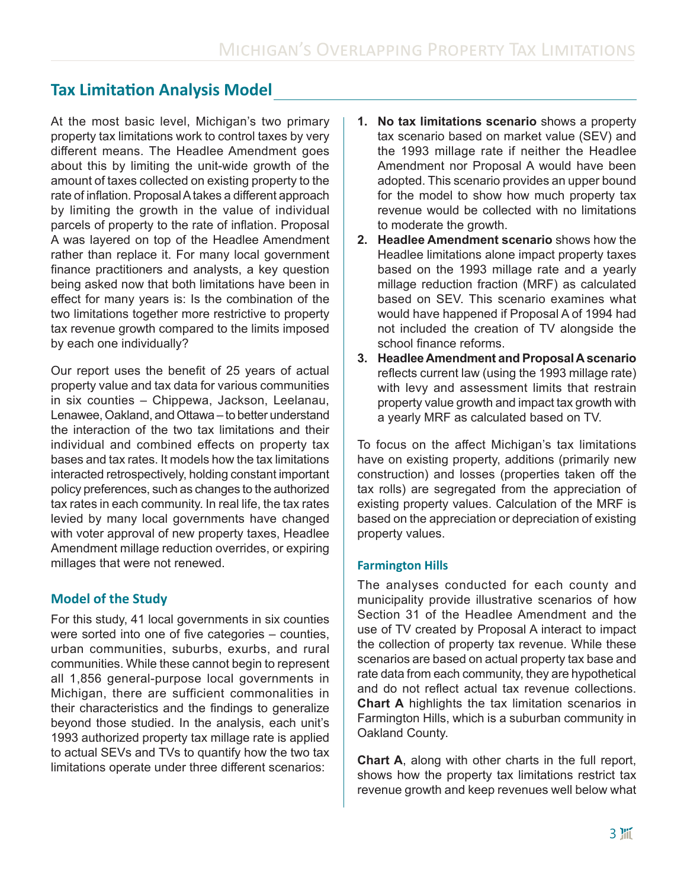## Tax Limitation Analysis Model

At the most basic level, Michigan's two primary property tax limitations work to control taxes by very different means. The Headlee Amendment goes about this by limiting the unit-wide growth of the amount of taxes collected on existing property to the rate of inflation. Proposal A takes a different approach by limiting the growth in the value of individual parcels of property to the rate of inflation. Proposal A was layered on top of the Headlee Amendment rather than replace it. For many local government finance practitioners and analysts, a key question being asked now that both limitations have been in effect for many years is: Is the combination of the two limitations together more restrictive to property tax revenue growth compared to the limits imposed by each one individually?

Our report uses the benefit of 25 years of actual property value and tax data for various communities in six counties – Chippewa, Jackson, Leelanau, Lenawee, Oakland, and Ottawa – to better understand the interaction of the two tax limitations and their individual and combined effects on property tax bases and tax rates. It models how the tax limitations interacted retrospectively, holding constant important policy preferences, such as changes to the authorized tax rates in each community. In real life, the tax rates levied by many local governments have changed with voter approval of new property taxes, Headlee Amendment millage reduction overrides, or expiring millages that were not renewed.

### Model of the Study

For this study, 41 local governments in six counties were sorted into one of five categories – counties, urban communities, suburbs, exurbs, and rural communities. While these cannot begin to represent all 1,856 general-purpose local governments in Michigan, there are sufficient commonalities in their characteristics and the findings to generalize beyond those studied. In the analysis, each unit's 1993 authorized property tax millage rate is applied to actual SEVs and TVs to quantify how the two tax limitations operate under three different scenarios:

1. **No tax limitations scenario** shows a property tax scenario based on market value (SEV) and the 1993 millage rate if neither the Headlee Amendment nor Proposal A would have been adopted. This scenario provides an upper bound for the model to show how much property tax revenue would be collected with no limitations to moderate the growth.
2. **Headlee Amendment scenario** shows how the Headlee limitations alone impact property taxes based on the 1993 millage rate and a yearly millage reduction fraction (MRF) as calculated based on SEV. This scenario examines what would have happened if Proposal A of 1994 had not included the creation of TV alongside the school finance reforms.
3. **Headlee Amendment and Proposal A scenario** reflects current law (using the 1993 millage rate) with levy and assessment limits that restrain property value growth and impact tax growth with a yearly MRF as calculated based on TV.

To focus on the affect Michigan's tax limitations have on existing property, additions (primarily new construction) and losses (properties taken off the tax rolls) are segregated from the appreciation of existing property values. Calculation of the MRF is based on the appreciation or depreciation of existing property values.

### Farmington Hills

The analyses conducted for each county and municipality provide illustrative scenarios of how Section 31 of the Headlee Amendment and the use of TV created by Proposal A interact to impact the collection of property tax revenue. While these scenarios are based on actual property tax base and rate data from each community, they are hypothetical and do not reflect actual tax revenue collections. **Chart A** highlights the tax limitation scenarios in Farmington Hills, which is a suburban community in Oakland County.

**Chart A**, along with other charts in the full report, shows how the property tax limitations restrict tax revenue growth and keep revenues well below what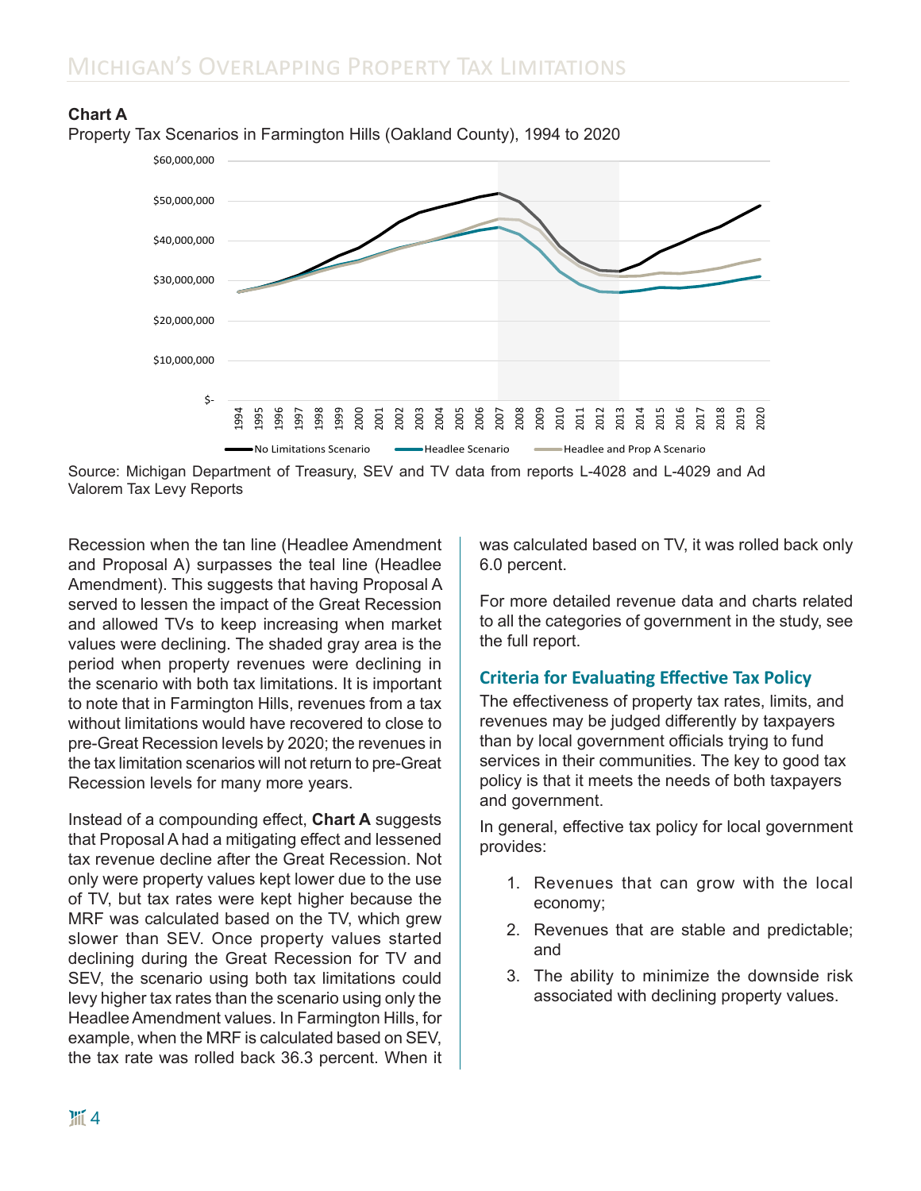**Chart A**

Property Tax Scenarios in Farmington Hills (Oakland County), 1994 to 2020

Source: Michigan Department of Treasury, SEV and TV data from reports L-4028 and L-4029 and Ad Valorem Tax Levy Reports

Recession when the tan line (Headlee Amendment and Proposal A) surpasses the teal line (Headlee Amendment). This suggests that having Proposal A served to lessen the impact of the Great Recession and allowed TVs to keep increasing when market values were declining. The shaded gray area is the period when property revenues were declining in the scenario with both tax limitations. It is important to note that in Farmington Hills, revenues from a tax without limitations would have recovered to close to pre-Great Recession levels by 2020; the revenues in the tax limitation scenarios will not return to pre-Great Recession levels for many more years.

Instead of a compounding effect, **Chart A** suggests that Proposal A had a mitigating effect and lessened tax revenue decline after the Great Recession. Not only were property values kept lower due to the use of TV, but tax rates were kept higher because the MRF was calculated based on the TV, which grew slower than SEV. Once property values started declining during the Great Recession for TV and SEV, the scenario using both tax limitations could levy higher tax rates than the scenario using only the Headlee Amendment values. In Farmington Hills, for example, when the MRF is calculated based on SEV, the tax rate was rolled back 36.3 percent. When it was calculated based on TV, it was rolled back only 6.0 percent.

For more detailed revenue data and charts related to all the categories of government in the study, see the full report.

## Criteria for Evaluating Effective Tax Policy

The effectiveness of property tax rates, limits, and revenues may be judged differently by taxpayers than by local government officials trying to fund services in their communities. The key to good tax policy is that it meets the needs of both taxpayers and government.

In general, effective tax policy for local government provides:

1. Revenues that can grow with the local economy;
2. Revenues that are stable and predictable; and
3. The ability to minimize the downside risk associated with declining property values.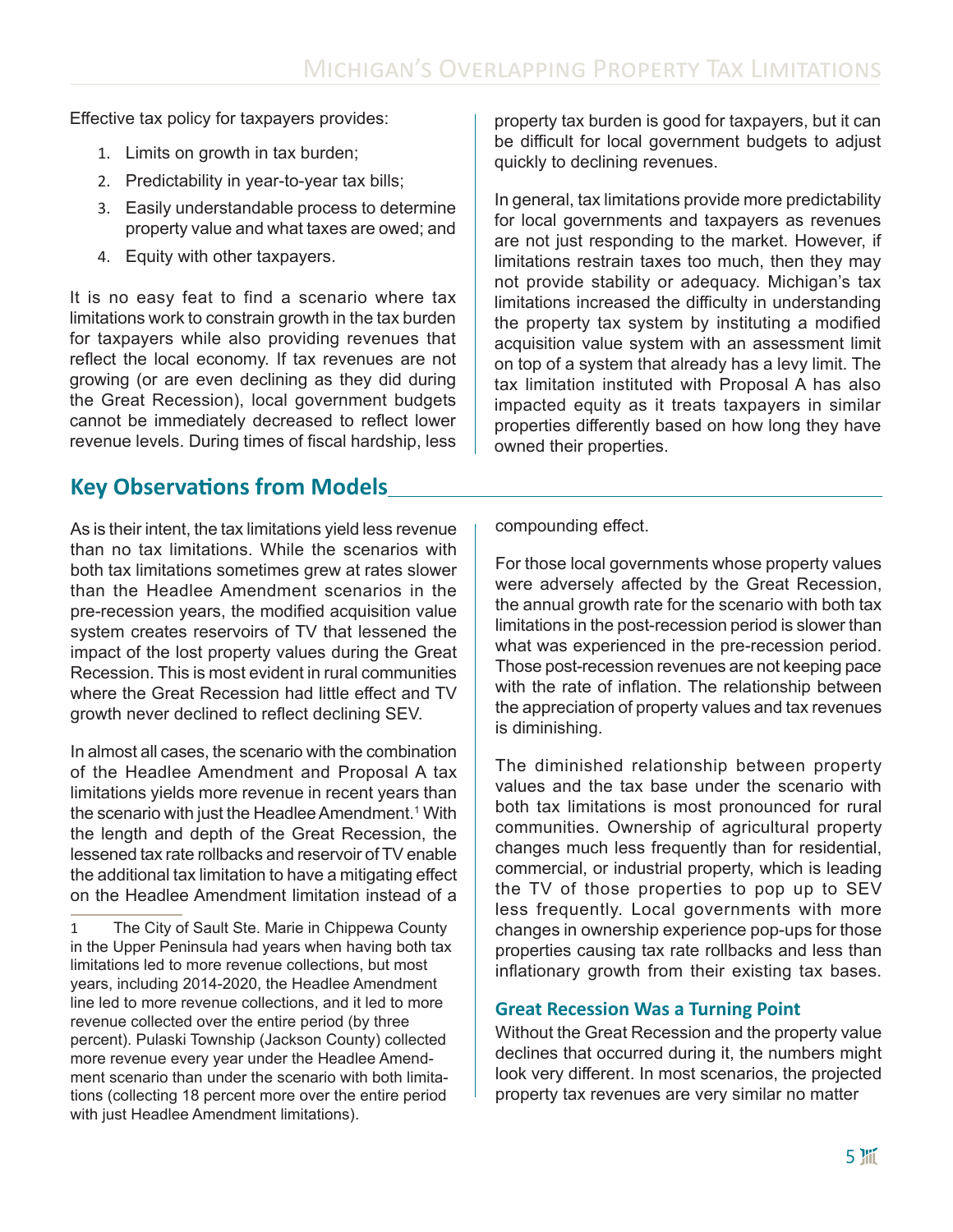Effective tax policy for taxpayers provides:

1. Limits on growth in tax burden;
2. Predictability in year-to-year tax bills;
3. Easily understandable process to determine property value and what taxes are owed; and
4. Equity with other taxpayers.

It is no easy feat to find a scenario where tax limitations work to constrain growth in the tax burden for taxpayers while also providing revenues that reflect the local economy. If tax revenues are not growing (or are even declining as they did during the Great Recession), local government budgets cannot be immediately decreased to reflect lower revenue levels. During times of fiscal hardship, less property tax burden is good for taxpayers, but it can be difficult for local government budgets to adjust quickly to declining revenues.

In general, tax limitations provide more predictability for local governments and taxpayers as revenues are not just responding to the market. However, if limitations restrain taxes too much, then they may not provide stability or adequacy. Michigan's tax limitations increased the difficulty in understanding the property tax system by instituting a modified acquisition value system with an assessment limit on top of a system that already has a levy limit. The tax limitation instituted with Proposal A has also impacted equity as it treats taxpayers in similar properties differently based on how long they have owned their properties.

## Key Observations from Models

As is their intent, the tax limitations yield less revenue than no tax limitations. While the scenarios with both tax limitations sometimes grew at rates slower than the Headlee Amendment scenarios in the pre-recession years, the modified acquisition value system creates reservoirs of TV that lessened the impact of the lost property values during the Great Recession. This is most evident in rural communities where the Great Recession had little effect and TV growth never declined to reflect declining SEV.

In almost all cases, the scenario with the combination of the Headlee Amendment and Proposal A tax limitations yields more revenue in recent years than the scenario with just the Headlee Amendment.[1] With the length and depth of the Great Recession, the lessened tax rate rollbacks and reservoir of TV enable the additional tax limitation to have a mitigating effect on the Headlee Amendment limitation instead of a compounding effect.

For those local governments whose property values were adversely affected by the Great Recession, the annual growth rate for the scenario with both tax limitations in the post-recession period is slower than what was experienced in the pre-recession period. Those post-recession revenues are not keeping pace with the rate of inflation. The relationship between the appreciation of property values and tax revenues is diminishing.

The diminished relationship between property values and the tax base under the scenario with both tax limitations is most pronounced for rural communities. Ownership of agricultural property changes much less frequently than for residential, commercial, or industrial property, which is leading the TV of those properties to pop up to SEV less frequently. Local governments with more changes in ownership experience pop-ups for those properties causing tax rate rollbacks and less than inflationary growth from their existing tax bases.

### Great Recession Was a Turning Point

Without the Great Recession and the property value declines that occurred during it, the numbers might look very different. In most scenarios, the projected property tax revenues are very similar no matter

---

[1] The City of Sault Ste. Marie in Chippewa County in the Upper Peninsula had years when having both tax limitations led to more revenue collections, but most years, including 2014-2020, the Headlee Amendment line led to more revenue collections, and it led to more revenue collected over the entire period (by three percent). Pulaski Township (Jackson County) collected more revenue every year under the Headlee Amendment scenario than under the scenario with both limitations (collecting 18 percent more over the entire period with just Headlee Amendment limitations).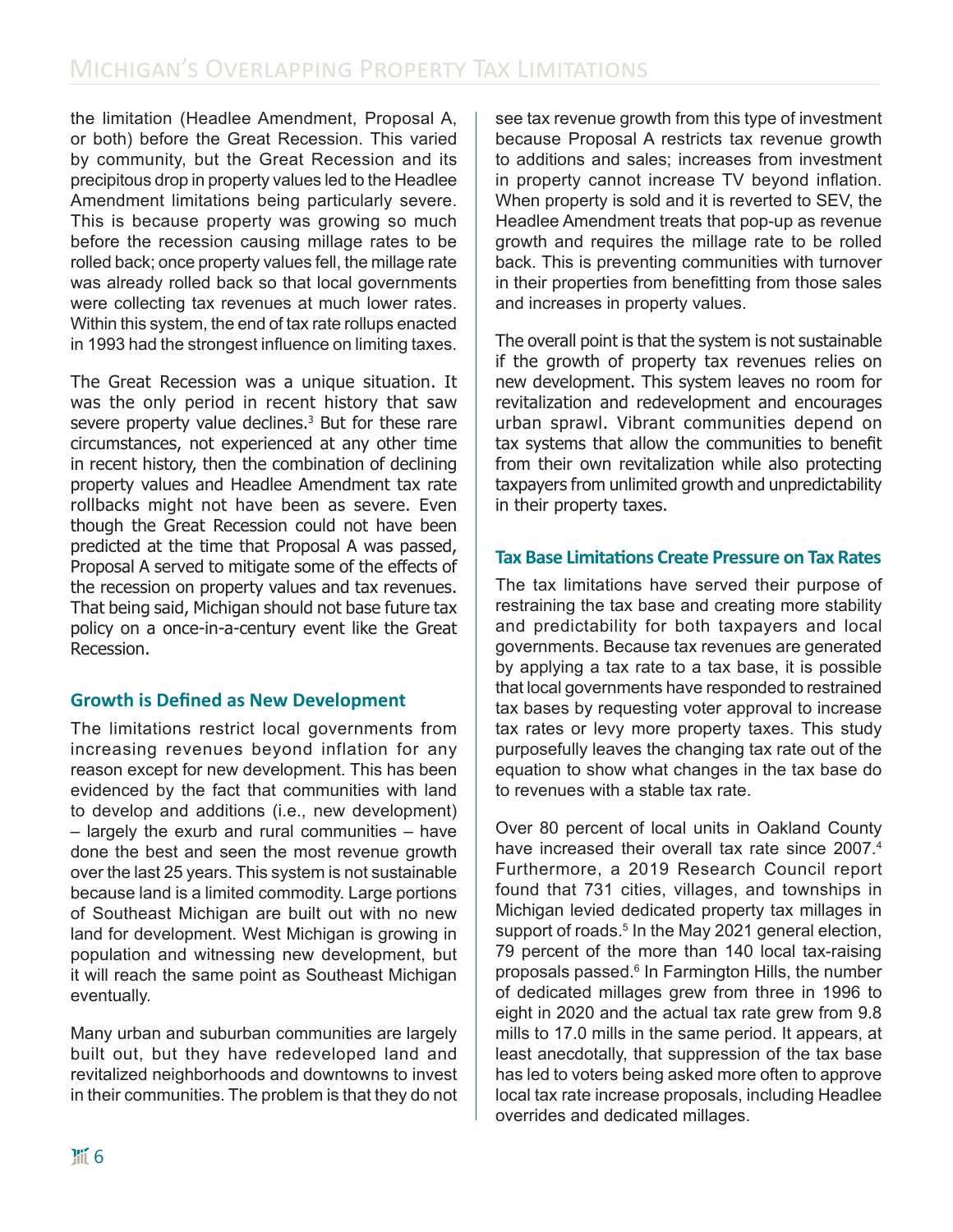the limitation (Headlee Amendment, Proposal A, or both) before the Great Recession. This varied by community, but the Great Recession and its precipitous drop in property values led to the Headlee Amendment limitations being particularly severe. This is because property was growing so much before the recession causing millage rates to be rolled back; once property values fell, the millage rate was already rolled back so that local governments were collecting tax revenues at much lower rates. Within this system, the end of tax rate rollups enacted in 1993 had the strongest influence on limiting taxes.

The Great Recession was a unique situation. It was the only period in recent history that saw severe property value declines.[3] But for these rare circumstances, not experienced at any other time in recent history, then the combination of declining property values and Headlee Amendment tax rate rollbacks might not have been as severe. Even though the Great Recession could not have been predicted at the time that Proposal A was passed, Proposal A served to mitigate some of the effects of the recession on property values and tax revenues. That being said, Michigan should not base future tax policy on a once-in-a-century event like the Great Recession.

### Growth is Defined as New Development

The limitations restrict local governments from increasing revenues beyond inflation for any reason except for new development. This has been evidenced by the fact that communities with land to develop and additions (i.e., new development) – largely the exurb and rural communities – have done the best and seen the most revenue growth over the last 25 years. This system is not sustainable because land is a limited commodity. Large portions of Southeast Michigan are built out with no new land for development. West Michigan is growing in population and witnessing new development, but it will reach the same point as Southeast Michigan eventually.

Many urban and suburban communities are largely built out, but they have redeveloped land and revitalized neighborhoods and downtowns to invest in their communities. The problem is that they do not see tax revenue growth from this type of investment because Proposal A restricts tax revenue growth to additions and sales; increases from investment in property cannot increase TV beyond inflation. When property is sold and it is reverted to SEV, the Headlee Amendment treats that pop-up as revenue growth and requires the millage rate to be rolled back. This is preventing communities with turnover in their properties from benefitting from those sales and increases in property values.

The overall point is that the system is not sustainable if the growth of property tax revenues relies on new development. This system leaves no room for revitalization and redevelopment and encourages urban sprawl. Vibrant communities depend on tax systems that allow the communities to benefit from their own revitalization while also protecting taxpayers from unlimited growth and unpredictability in their property taxes.

### Tax Base Limitations Create Pressure on Tax Rates

The tax limitations have served their purpose of restraining the tax base and creating more stability and predictability for both taxpayers and local governments. Because tax revenues are generated by applying a tax rate to a tax base, it is possible that local governments have responded to restrained tax bases by requesting voter approval to increase tax rates or levy more property taxes. This study purposefully leaves the changing tax rate out of the equation to show what changes in the tax base do to revenues with a stable tax rate.

Over 80 percent of local units in Oakland County have increased their overall tax rate since 2007.[4] Furthermore, a 2019 Research Council report found that 731 cities, villages, and townships in Michigan levied dedicated property tax millages in support of roads.[5] In the May 2021 general election, 79 percent of the more than 140 local tax-raising proposals passed.[6] In Farmington Hills, the number of dedicated millages grew from three in 1996 to eight in 2020 and the actual tax rate grew from 9.8 mills to 17.0 mills in the same period. It appears, at least anecdotally, that suppression of the tax base has led to voters being asked more often to approve local tax rate increase proposals, including Headlee overrides and dedicated millages.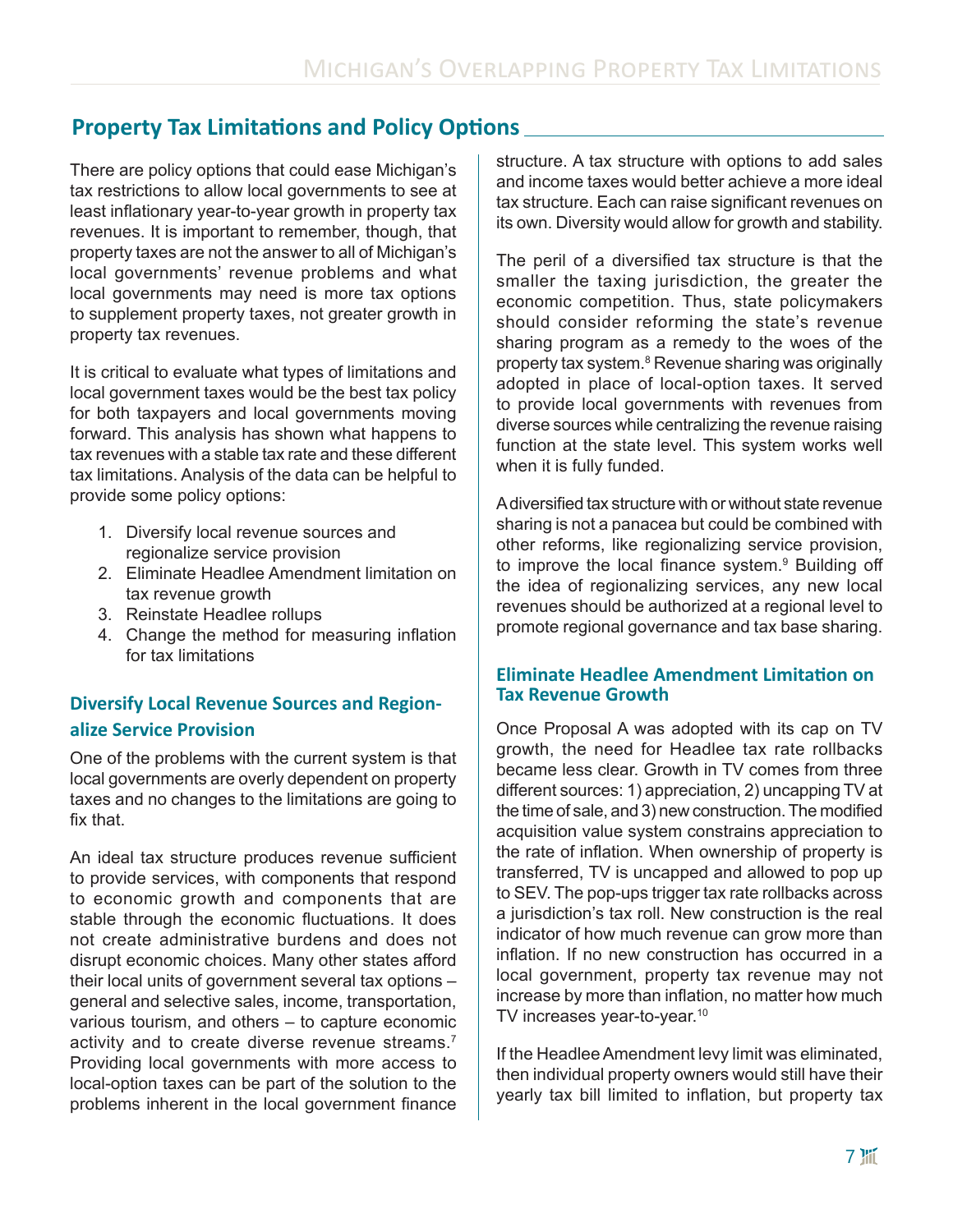## Property Tax Limitations and Policy Options

There are policy options that could ease Michigan's tax restrictions to allow local governments to see at least inflationary year-to-year growth in property tax revenues. It is important to remember, though, that property taxes are not the answer to all of Michigan's local governments' revenue problems and what local governments may need is more tax options to supplement property taxes, not greater growth in property tax revenues.

It is critical to evaluate what types of limitations and local government taxes would be the best tax policy for both taxpayers and local governments moving forward. This analysis has shown what happens to tax revenues with a stable tax rate and these different tax limitations. Analysis of the data can be helpful to provide some policy options:

1. Diversify local revenue sources and regionalize service provision
2. Eliminate Headlee Amendment limitation on tax revenue growth
3. Reinstate Headlee rollups
4. Change the method for measuring inflation for tax limitations

### Diversify Local Revenue Sources and Regionalize Service Provision

One of the problems with the current system is that local governments are overly dependent on property taxes and no changes to the limitations are going to fix that.

An ideal tax structure produces revenue sufficient to provide services, with components that respond to economic growth and components that are stable through the economic fluctuations. It does not create administrative burdens and does not disrupt economic choices. Many other states afford their local units of government several tax options – general and selective sales, income, transportation, various tourism, and others – to capture economic activity and to create diverse revenue streams.[7] Providing local governments with more access to local-option taxes can be part of the solution to the problems inherent in the local government finance structure. A tax structure with options to add sales and income taxes would better achieve a more ideal tax structure. Each can raise significant revenues on its own. Diversity would allow for growth and stability.

The peril of a diversified tax structure is that the smaller the taxing jurisdiction, the greater the economic competition. Thus, state policymakers should consider reforming the state's revenue sharing program as a remedy to the woes of the property tax system.[8] Revenue sharing was originally adopted in place of local-option taxes. It served to provide local governments with revenues from diverse sources while centralizing the revenue raising function at the state level. This system works well when it is fully funded.

A diversified tax structure with or without state revenue sharing is not a panacea but could be combined with other reforms, like regionalizing service provision, to improve the local finance system.[9] Building off the idea of regionalizing services, any new local revenues should be authorized at a regional level to promote regional governance and tax base sharing.

### Eliminate Headlee Amendment Limitation on Tax Revenue Growth

Once Proposal A was adopted with its cap on TV growth, the need for Headlee tax rate rollbacks became less clear. Growth in TV comes from three different sources: 1) appreciation, 2) uncapping TV at the time of sale, and 3) new construction. The modified acquisition value system constrains appreciation to the rate of inflation. When ownership of property is transferred, TV is uncapped and allowed to pop up to SEV. The pop-ups trigger tax rate rollbacks across a jurisdiction's tax roll. New construction is the real indicator of how much revenue can grow more than inflation. If no new construction has occurred in a local government, property tax revenue may not increase by more than inflation, no matter how much TV increases year-to-year.[10]

If the Headlee Amendment levy limit was eliminated, then individual property owners would still have their yearly tax bill limited to inflation, but property tax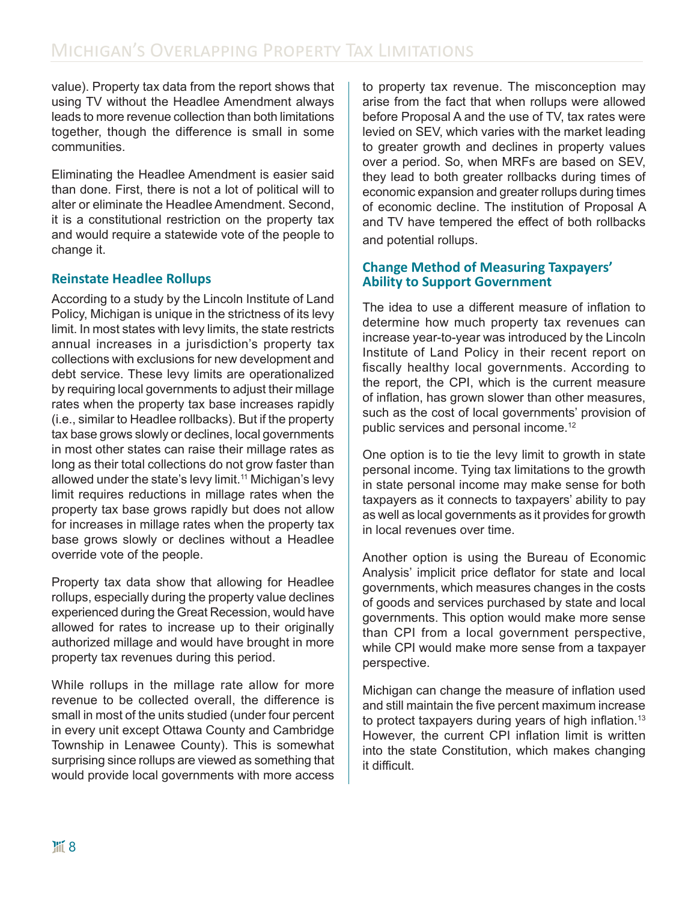value). Property tax data from the report shows that using TV without the Headlee Amendment always leads to more revenue collection than both limitations together, though the difference is small in some communities.

Eliminating the Headlee Amendment is easier said than done. First, there is not a lot of political will to alter or eliminate the Headlee Amendment. Second, it is a constitutional restriction on the property tax and would require a statewide vote of the people to change it.

### Reinstate Headlee Rollups

According to a study by the Lincoln Institute of Land Policy, Michigan is unique in the strictness of its levy limit. In most states with levy limits, the state restricts annual increases in a jurisdiction's property tax collections with exclusions for new development and debt service. These levy limits are operationalized by requiring local governments to adjust their millage rates when the property tax base increases rapidly (i.e., similar to Headlee rollbacks). But if the property tax base grows slowly or declines, local governments in most other states can raise their millage rates as long as their total collections do not grow faster than allowed under the state's levy limit.[11] Michigan's levy limit requires reductions in millage rates when the property tax base grows rapidly but does not allow for increases in millage rates when the property tax base grows slowly or declines without a Headlee override vote of the people.

Property tax data show that allowing for Headlee rollups, especially during the property value declines experienced during the Great Recession, would have allowed for rates to increase up to their originally authorized millage and would have brought in more property tax revenues during this period.

While rollups in the millage rate allow for more revenue to be collected overall, the difference is small in most of the units studied (under four percent in every unit except Ottawa County and Cambridge Township in Lenawee County). This is somewhat surprising since rollups are viewed as something that would provide local governments with more access to property tax revenue. The misconception may arise from the fact that when rollups were allowed before Proposal A and the use of TV, tax rates were levied on SEV, which varies with the market leading to greater growth and declines in property values over a period. So, when MRFs are based on SEV, they lead to both greater rollbacks during times of economic expansion and greater rollups during times of economic decline. The institution of Proposal A and TV have tempered the effect of both rollbacks and potential rollups.

### Change Method of Measuring Taxpayers' Ability to Support Government

The idea to use a different measure of inflation to determine how much property tax revenues can increase year-to-year was introduced by the Lincoln Institute of Land Policy in their recent report on fiscally healthy local governments. According to the report, the CPI, which is the current measure of inflation, has grown slower than other measures, such as the cost of local governments' provision of public services and personal income.[12]

One option is to tie the levy limit to growth in state personal income. Tying tax limitations to the growth in state personal income may make sense for both taxpayers as it connects to taxpayers' ability to pay as well as local governments as it provides for growth in local revenues over time.

Another option is using the Bureau of Economic Analysis' implicit price deflator for state and local governments, which measures changes in the costs of goods and services purchased by state and local governments. This option would make more sense than CPI from a local government perspective, while CPI would make more sense from a taxpayer perspective.

Michigan can change the measure of inflation used and still maintain the five percent maximum increase to protect taxpayers during years of high inflation.[13] However, the current CPI inflation limit is written into the state Constitution, which makes changing it difficult.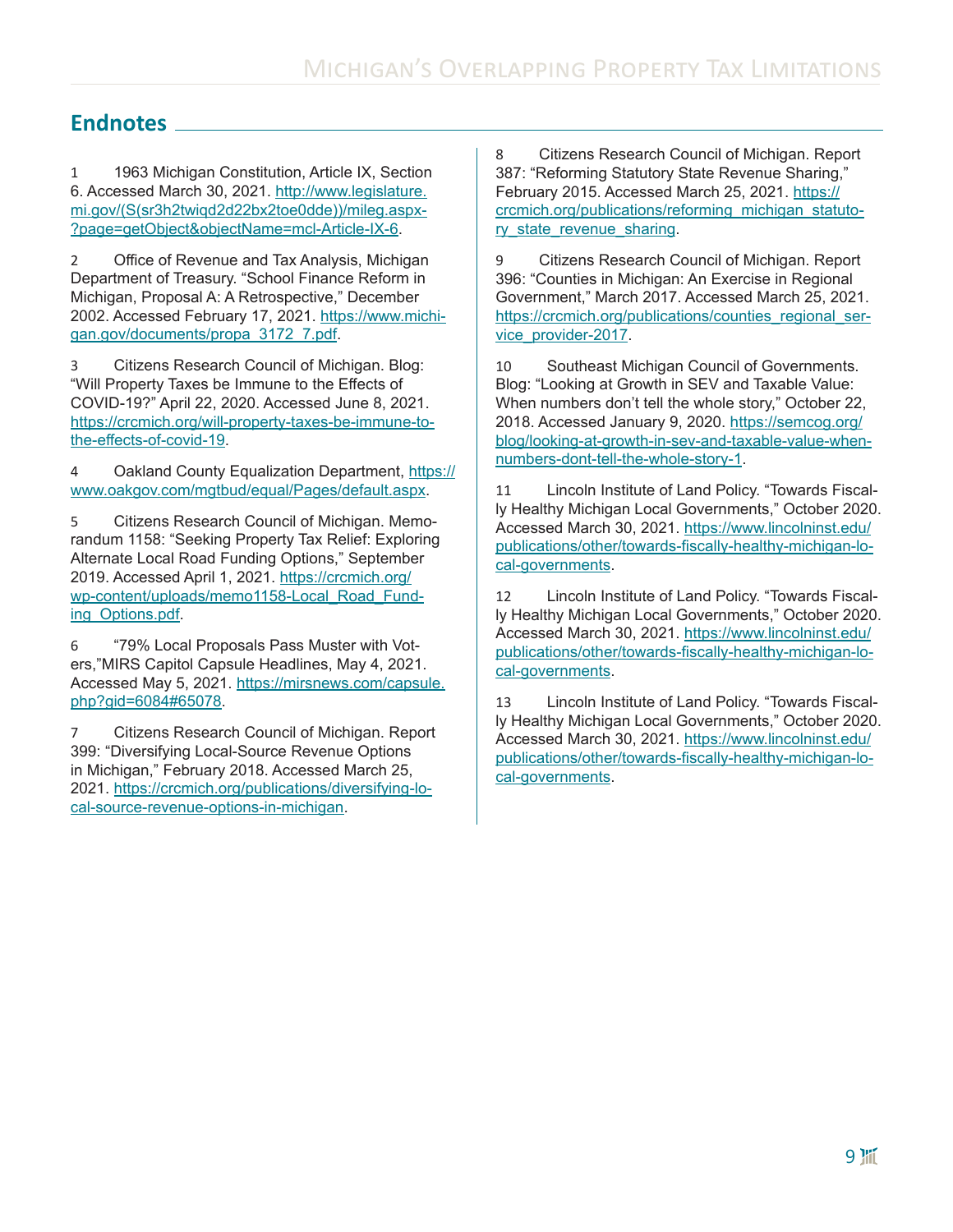## Endnotes

1 1963 Michigan Constitution, Article IX, Section 6. Accessed March 30, 2021. http://www.legislature.mi.gov/(S(sr3h2twiqd2d22bx2toe0dde))/mileg.aspx?page=getObject&objectName=mcl-Article-IX-6.

2 Office of Revenue and Tax Analysis, Michigan Department of Treasury. "School Finance Reform in Michigan, Proposal A: A Retrospective," December 2002. Accessed February 17, 2021. https://www.michigan.gov/documents/propa_3172_7.pdf.

3 Citizens Research Council of Michigan. Blog: "Will Property Taxes be Immune to the Effects of COVID-19?" April 22, 2020. Accessed June 8, 2021. https://crcmich.org/will-property-taxes-be-immune-to-the-effects-of-covid-19.

4 Oakland County Equalization Department, https://www.oakgov.com/mgtbud/equal/Pages/default.aspx.

5 Citizens Research Council of Michigan. Memorandum 1158: "Seeking Property Tax Relief: Exploring Alternate Local Road Funding Options," September 2019. Accessed April 1, 2021. https://crcmich.org/wp-content/uploads/memo1158-Local_Road_Funding_Options.pdf.

6 "79% Local Proposals Pass Muster with Voters,"MIRS Capitol Capsule Headlines, May 4, 2021. Accessed May 5, 2021. https://mirsnews.com/capsule.php?gid=6084#65078.

7 Citizens Research Council of Michigan. Report 399: "Diversifying Local-Source Revenue Options in Michigan," February 2018. Accessed March 25, 2021. https://crcmich.org/publications/diversifying-local-source-revenue-options-in-michigan.

8 Citizens Research Council of Michigan. Report 387: "Reforming Statutory State Revenue Sharing," February 2015. Accessed March 25, 2021. https://crcmich.org/publications/reforming_michigan_statutory_state_revenue_sharing.

9 Citizens Research Council of Michigan. Report 396: "Counties in Michigan: An Exercise in Regional Government," March 2017. Accessed March 25, 2021. https://crcmich.org/publications/counties_regional_service_provider-2017.

10 Southeast Michigan Council of Governments. Blog: "Looking at Growth in SEV and Taxable Value: When numbers don't tell the whole story," October 22, 2018. Accessed January 9, 2020. https://semcog.org/blog/looking-at-growth-in-sev-and-taxable-value-when-numbers-dont-tell-the-whole-story-1.

11 Lincoln Institute of Land Policy. "Towards Fiscally Healthy Michigan Local Governments," October 2020. Accessed March 30, 2021. https://www.lincolninst.edu/publications/other/towards-fiscally-healthy-michigan-local-governments.

12 Lincoln Institute of Land Policy. "Towards Fiscally Healthy Michigan Local Governments," October 2020. Accessed March 30, 2021. https://www.lincolninst.edu/publications/other/towards-fiscally-healthy-michigan-local-governments.

13 Lincoln Institute of Land Policy. "Towards Fiscally Healthy Michigan Local Governments," October 2020. Accessed March 30, 2021. https://www.lincolninst.edu/publications/other/towards-fiscally-healthy-michigan-local-governments.